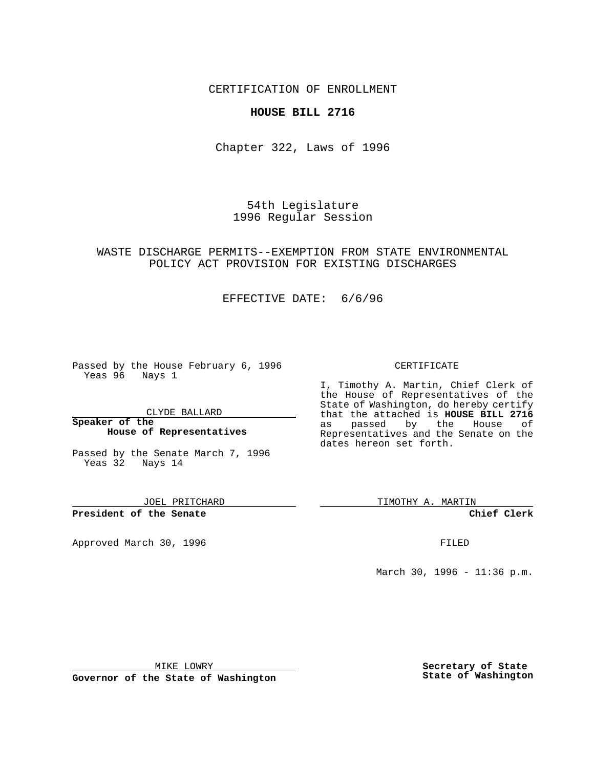CERTIFICATION OF ENROLLMENT

# HOUSE BILL 2716

Chapter 322, Laws of 1996

54th Legislature
1996 Regular Session

WASTE DISCHARGE PERMITS--EXEMPTION FROM STATE ENVIRONMENTAL POLICY ACT PROVISION FOR EXISTING DISCHARGES

EFFECTIVE DATE: 6/6/96

Passed by the House February 6, 1996
Yeas 96 Nays 1

CLYDE BALLARD

**Speaker of the House of Representatives**

Passed by the Senate March 7, 1996
Yeas 32 Nays 14

JOEL PRITCHARD

**President of the Senate**

Approved March 30, 1996

MIKE LOWRY

**Governor of the State of Washington**

CERTIFICATE

I, Timothy A. Martin, Chief Clerk of the House of Representatives of the State of Washington, do hereby certify that the attached is **HOUSE BILL 2716** as passed by the House of Representatives and the Senate on the dates hereon set forth.

TIMOTHY A. MARTIN

**Chief Clerk**

FILED

March 30, 1996 - 11:36 p.m.

**Secretary of State State of Washington**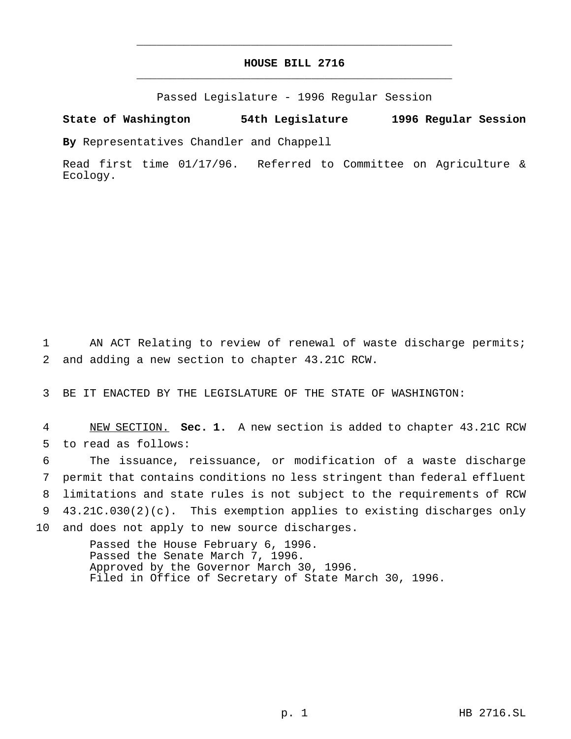# HOUSE BILL 2716

Passed Legislature - 1996 Regular Session

**State of Washington 54th Legislature 1996 Regular Session**

**By** Representatives Chandler and Chappell

Read first time 01/17/96. Referred to Committee on Agriculture & Ecology.

AN ACT Relating to review of renewal of waste discharge permits; and adding a new section to chapter 43.21C RCW.

BE IT ENACTED BY THE LEGISLATURE OF THE STATE OF WASHINGTON:

NEW SECTION. **Sec. 1.** A new section is added to chapter 43.21C RCW to read as follows:

The issuance, reissuance, or modification of a waste discharge permit that contains conditions no less stringent than federal effluent limitations and state rules is not subject to the requirements of RCW 43.21C.030(2)(c). This exemption applies to existing discharges only and does not apply to new source discharges.

Passed the House February 6, 1996.
Passed the Senate March 7, 1996.
Approved by the Governor March 30, 1996.
Filed in Office of Secretary of State March 30, 1996.